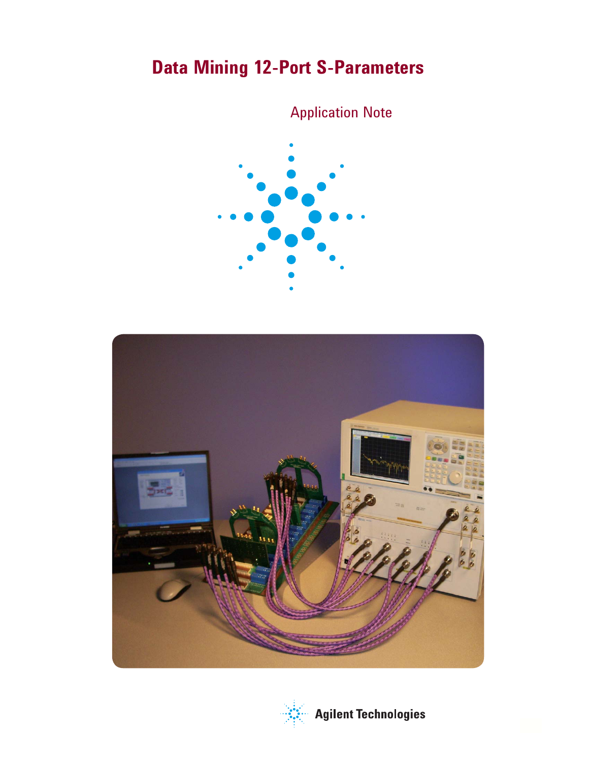# Data Mining 12-Port S-Parameters

Application Note

Agilent Technologies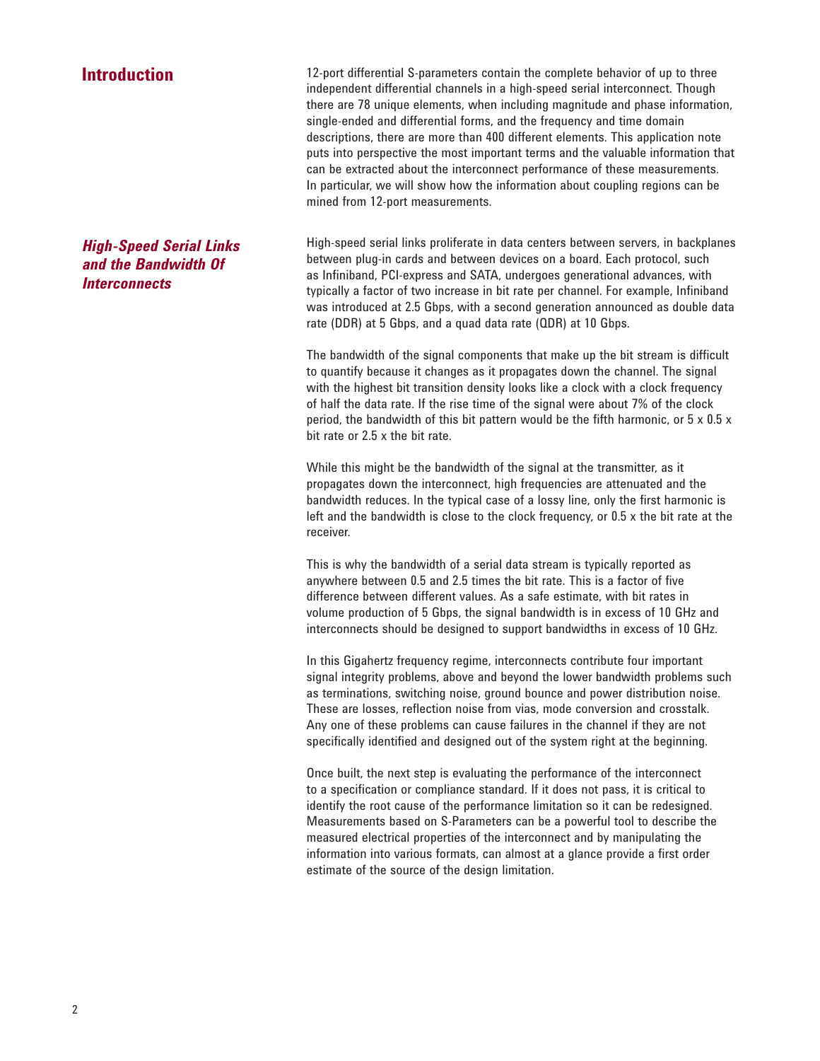## Introduction

12-port differential S-parameters contain the complete behavior of up to three independent differential channels in a high-speed serial interconnect. Though there are 78 unique elements, when including magnitude and phase information, single-ended and differential forms, and the frequency and time domain descriptions, there are more than 400 different elements. This application note puts into perspective the most important terms and the valuable information that can be extracted about the interconnect performance of these measurements. In particular, we will show how the information about coupling regions can be mined from 12-port measurements.

### *High-Speed Serial Links and the Bandwidth Of Interconnects*

High-speed serial links proliferate in data centers between servers, in backplanes between plug-in cards and between devices on a board. Each protocol, such as Infiniband, PCI-express and SATA, undergoes generational advances, with typically a factor of two increase in bit rate per channel. For example, Infiniband was introduced at 2.5 Gbps, with a second generation announced as double data rate (DDR) at 5 Gbps, and a quad data rate (QDR) at 10 Gbps.

The bandwidth of the signal components that make up the bit stream is difficult to quantify because it changes as it propagates down the channel. The signal with the highest bit transition density looks like a clock with a clock frequency of half the data rate. If the rise time of the signal were about 7% of the clock period, the bandwidth of this bit pattern would be the fifth harmonic, or 5 x 0.5 x bit rate or 2.5 x the bit rate.

While this might be the bandwidth of the signal at the transmitter, as it propagates down the interconnect, high frequencies are attenuated and the bandwidth reduces. In the typical case of a lossy line, only the first harmonic is left and the bandwidth is close to the clock frequency, or 0.5 x the bit rate at the receiver.

This is why the bandwidth of a serial data stream is typically reported as anywhere between 0.5 and 2.5 times the bit rate. This is a factor of five difference between different values. As a safe estimate, with bit rates in volume production of 5 Gbps, the signal bandwidth is in excess of 10 GHz and interconnects should be designed to support bandwidths in excess of 10 GHz.

In this Gigahertz frequency regime, interconnects contribute four important signal integrity problems, above and beyond the lower bandwidth problems such as terminations, switching noise, ground bounce and power distribution noise. These are losses, reflection noise from vias, mode conversion and crosstalk. Any one of these problems can cause failures in the channel if they are not specifically identified and designed out of the system right at the beginning.

Once built, the next step is evaluating the performance of the interconnect to a specification or compliance standard. If it does not pass, it is critical to identify the root cause of the performance limitation so it can be redesigned. Measurements based on S-Parameters can be a powerful tool to describe the measured electrical properties of the interconnect and by manipulating the information into various formats, can almost at a glance provide a first order estimate of the source of the design limitation.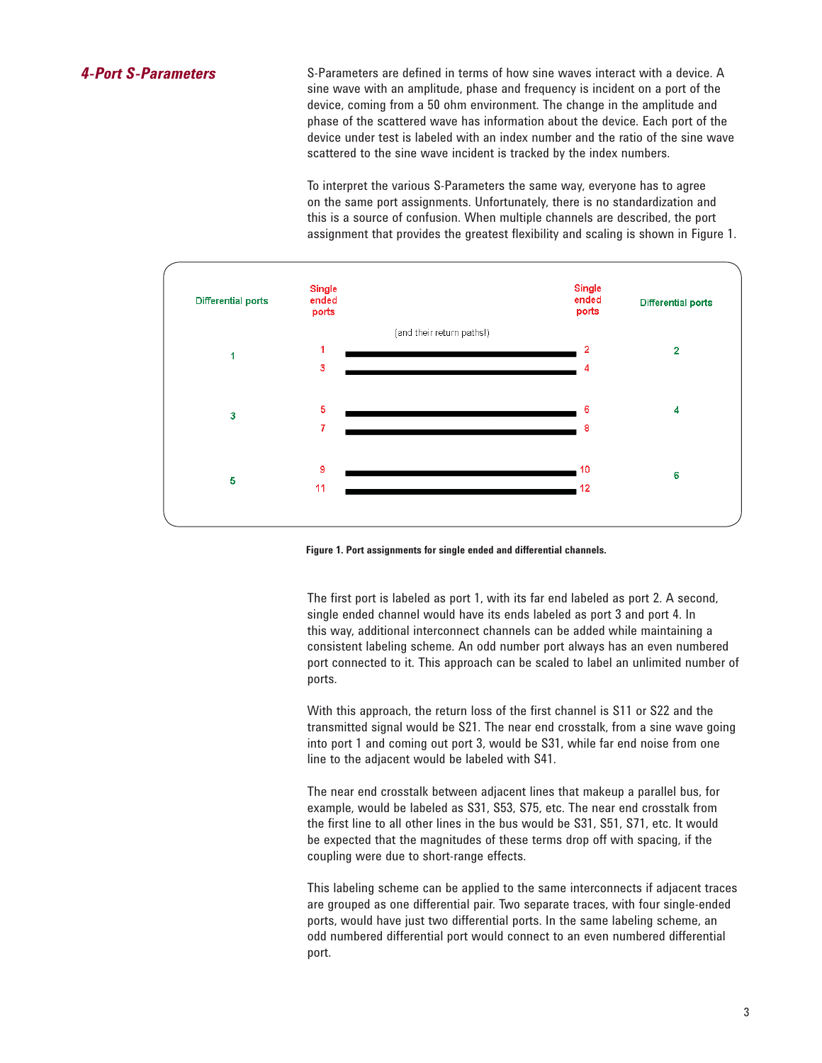## 4-Port S-Parameters

S-Parameters are defined in terms of how sine waves interact with a device. A sine wave with an amplitude, phase and frequency is incident on a port of the device, coming from a 50 ohm environment. The change in the amplitude and phase of the scattered wave has information about the device. Each port of the device under test is labeled with an index number and the ratio of the sine wave scattered to the sine wave incident is tracked by the index numbers.

To interpret the various S-Parameters the same way, everyone has to agree on the same port assignments. Unfortunately, there is no standardization and this is a source of confusion. When multiple channels are described, the port assignment that provides the greatest flexibility and scaling is shown in Figure 1.

| Differential ports | Single ended ports | (and their return paths!) | Single ended ports | Differential ports |
|---|---|---|---|---|
| 1 | 1 | ——— | 2 | 2 |
| | 3 | ——— | 4 | |
| 3 | 5 | ——— | 6 | 4 |
| | 7 | ——— | 8 | |
| 5 | 9 | ——— | 10 | 6 |
| | 11 | ——— | 12 | |

**Figure 1. Port assignments for single ended and differential channels.**

The first port is labeled as port 1, with its far end labeled as port 2. A second, single ended channel would have its ends labeled as port 3 and port 4. In this way, additional interconnect channels can be added while maintaining a consistent labeling scheme. An odd number port always has an even numbered port connected to it. This approach can be scaled to label an unlimited number of ports.

With this approach, the return loss of the first channel is S11 or S22 and the transmitted signal would be S21. The near end crosstalk, from a sine wave going into port 1 and coming out port 3, would be S31, while far end noise from one line to the adjacent would be labeled with S41.

The near end crosstalk between adjacent lines that makeup a parallel bus, for example, would be labeled as S31, S53, S75, etc. The near end crosstalk from the first line to all other lines in the bus would be S31, S51, S71, etc. It would be expected that the magnitudes of these terms drop off with spacing, if the coupling were due to short-range effects.

This labeling scheme can be applied to the same interconnects if adjacent traces are grouped as one differential pair. Two separate traces, with four single-ended ports, would have just two differential ports. In the same labeling scheme, an odd numbered differential port would connect to an even numbered differential port.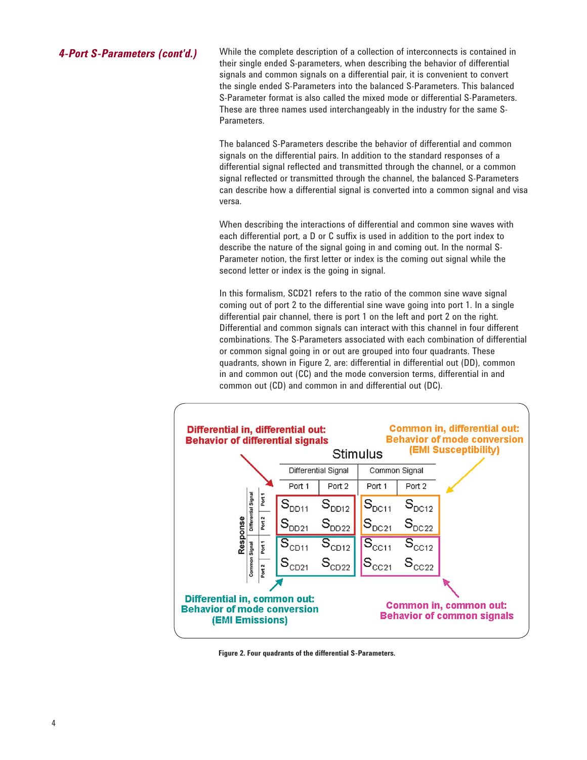## *4-Port S-Parameters (cont'd.)*

While the complete description of a collection of interconnects is contained in their single ended S-parameters, when describing the behavior of differential signals and common signals on a differential pair, it is convenient to convert the single ended S-Parameters into the balanced S-Parameters. This balanced S-Parameter format is also called the mixed mode or differential S-Parameters. These are three names used interchangeably in the industry for the same S-Parameters.

The balanced S-Parameters describe the behavior of differential and common signals on the differential pairs. In addition to the standard responses of a differential signal reflected and transmitted through the channel, or a common signal reflected or transmitted through the channel, the balanced S-Parameters can describe how a differential signal is converted into a common signal and visa versa.

When describing the interactions of differential and common sine waves with each differential port, a D or C suffix is used in addition to the port index to describe the nature of the signal going in and coming out. In the normal S-Parameter notion, the first letter or index is the coming out signal while the second letter or index is the going in signal.

In this formalism, SCD21 refers to the ratio of the common sine wave signal coming out of port 2 to the differential sine wave going into port 1. In a single differential pair channel, there is port 1 on the left and port 2 on the right. Differential and common signals can interact with this channel in four different combinations. The S-Parameters associated with each combination of differential or common signal going in or out are grouped into four quadrants. These quadrants, shown in Figure 2, are: differential in differential out (DD), common in and common out (CC) and the mode conversion terms, differential in and common out (CD) and common in and differential out (DC).

**Differential in, differential out: Behavior of differential signals**

**Common in, differential out: Behavior of mode conversion (EMI Susceptibility)**

| Response \ Stimulus | | Differential Signal Port 1 | Differential Signal Port 2 | Common Signal Port 1 | Common Signal Port 2 |
|---|---|---|---|---|---|
| Differential Signal | Port 1 | $S_{DD11}$ | $S_{DD12}$ | $S_{DC11}$ | $S_{DC12}$ |
| | Port 2 | $S_{DD21}$ | $S_{DD22}$ | $S_{DC21}$ | $S_{DC22}$ |
| Common Signal | Port 1 | $S_{CD11}$ | $S_{CD12}$ | $S_{CC11}$ | $S_{CC12}$ |
| | Port 2 | $S_{CD21}$ | $S_{CD22}$ | $S_{CC21}$ | $S_{CC22}$ |

**Differential in, common out: Behavior of mode conversion (EMI Emissions)**

**Common in, common out: Behavior of common signals**

**Figure 2. Four quadrants of the differential S-Parameters.**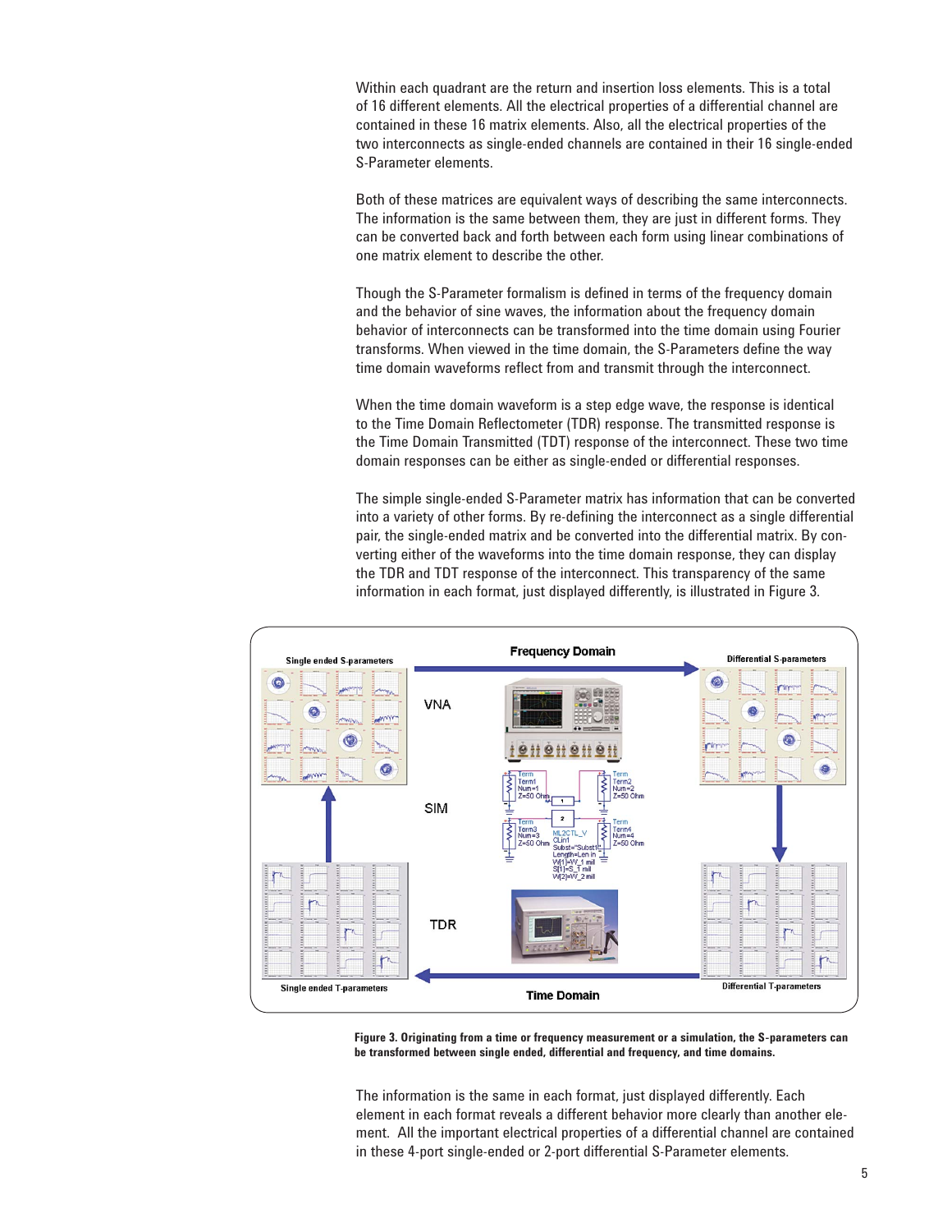Within each quadrant are the return and insertion loss elements. This is a total of 16 different elements. All the electrical properties of a differential channel are contained in these 16 matrix elements. Also, all the electrical properties of the two interconnects as single-ended channels are contained in their 16 single-ended S-Parameter elements.

Both of these matrices are equivalent ways of describing the same interconnects. The information is the same between them, they are just in different forms. They can be converted back and forth between each form using linear combinations of one matrix element to describe the other.

Though the S-Parameter formalism is defined in terms of the frequency domain and the behavior of sine waves, the information about the frequency domain behavior of interconnects can be transformed into the time domain using Fourier transforms. When viewed in the time domain, the S-Parameters define the way time domain waveforms reflect from and transmit through the interconnect.

When the time domain waveform is a step edge wave, the response is identical to the Time Domain Reflectometer (TDR) response. The transmitted response is the Time Domain Transmitted (TDT) response of the interconnect. These two time domain responses can be either as single-ended or differential responses.

The simple single-ended S-Parameter matrix has information that can be converted into a variety of other forms. By re-defining the interconnect as a single differential pair, the single-ended matrix and be converted into the differential matrix. By converting either of the waveforms into the time domain response, they can display the TDR and TDT response of the interconnect. This transparency of the same information in each format, just displayed differently, is illustrated in Figure 3.

**Figure 3. Originating from a time or frequency measurement or a simulation, the S-parameters can be transformed between single ended, differential and frequency, and time domains.**

The information is the same in each format, just displayed differently. Each element in each format reveals a different behavior more clearly than another element. All the important electrical properties of a differential channel are contained in these 4-port single-ended or 2-port differential S-Parameter elements.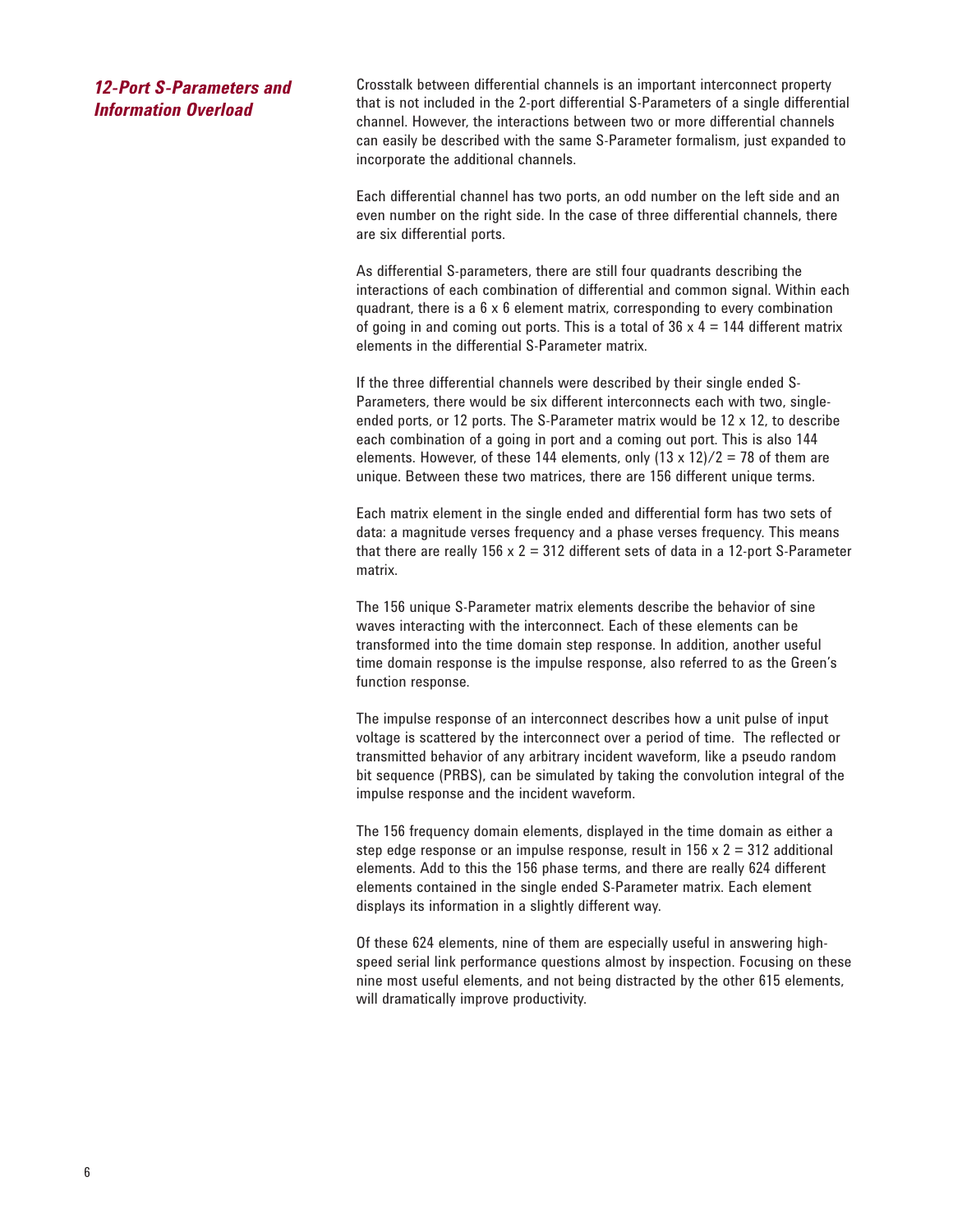## *12-Port S-Parameters and Information Overload*

Crosstalk between differential channels is an important interconnect property that is not included in the 2-port differential S-Parameters of a single differential channel. However, the interactions between two or more differential channels can easily be described with the same S-Parameter formalism, just expanded to incorporate the additional channels.

Each differential channel has two ports, an odd number on the left side and an even number on the right side. In the case of three differential channels, there are six differential ports.

As differential S-parameters, there are still four quadrants describing the interactions of each combination of differential and common signal. Within each quadrant, there is a 6 x 6 element matrix, corresponding to every combination of going in and coming out ports. This is a total of 36 x 4 = 144 different matrix elements in the differential S-Parameter matrix.

If the three differential channels were described by their single ended S-Parameters, there would be six different interconnects each with two, single-ended ports, or 12 ports. The S-Parameter matrix would be 12 x 12, to describe each combination of a going in port and a coming out port. This is also 144 elements. However, of these 144 elements, only (13 x 12)/2 = 78 of them are unique. Between these two matrices, there are 156 different unique terms.

Each matrix element in the single ended and differential form has two sets of data: a magnitude verses frequency and a phase verses frequency. This means that there are really 156 x 2 = 312 different sets of data in a 12-port S-Parameter matrix.

The 156 unique S-Parameter matrix elements describe the behavior of sine waves interacting with the interconnect. Each of these elements can be transformed into the time domain step response. In addition, another useful time domain response is the impulse response, also referred to as the Green's function response.

The impulse response of an interconnect describes how a unit pulse of input voltage is scattered by the interconnect over a period of time. The reflected or transmitted behavior of any arbitrary incident waveform, like a pseudo random bit sequence (PRBS), can be simulated by taking the convolution integral of the impulse response and the incident waveform.

The 156 frequency domain elements, displayed in the time domain as either a step edge response or an impulse response, result in 156 x 2 = 312 additional elements. Add to this the 156 phase terms, and there are really 624 different elements contained in the single ended S-Parameter matrix. Each element displays its information in a slightly different way.

Of these 624 elements, nine of them are especially useful in answering high-speed serial link performance questions almost by inspection. Focusing on these nine most useful elements, and not being distracted by the other 615 elements, will dramatically improve productivity.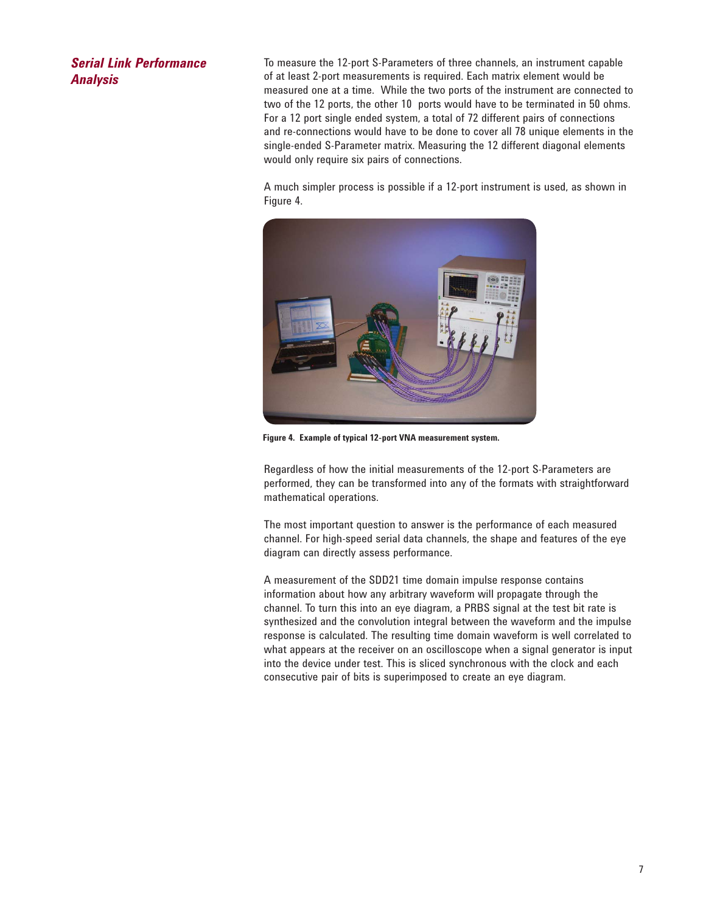## *Serial Link Performance Analysis*

To measure the 12-port S-Parameters of three channels, an instrument capable of at least 2-port measurements is required. Each matrix element would be measured one at a time. While the two ports of the instrument are connected to two of the 12 ports, the other 10 ports would have to be terminated in 50 ohms. For a 12 port single ended system, a total of 72 different pairs of connections and re-connections would have to be done to cover all 78 unique elements in the single-ended S-Parameter matrix. Measuring the 12 different diagonal elements would only require six pairs of connections.

A much simpler process is possible if a 12-port instrument is used, as shown in Figure 4.

**Figure 4. Example of typical 12-port VNA measurement system.**

Regardless of how the initial measurements of the 12-port S-Parameters are performed, they can be transformed into any of the formats with straightforward mathematical operations.

The most important question to answer is the performance of each measured channel. For high-speed serial data channels, the shape and features of the eye diagram can directly assess performance.

A measurement of the SDD21 time domain impulse response contains information about how any arbitrary waveform will propagate through the channel. To turn this into an eye diagram, a PRBS signal at the test bit rate is synthesized and the convolution integral between the waveform and the impulse response is calculated. The resulting time domain waveform is well correlated to what appears at the receiver on an oscilloscope when a signal generator is input into the device under test. This is sliced synchronous with the clock and each consecutive pair of bits is superimposed to create an eye diagram.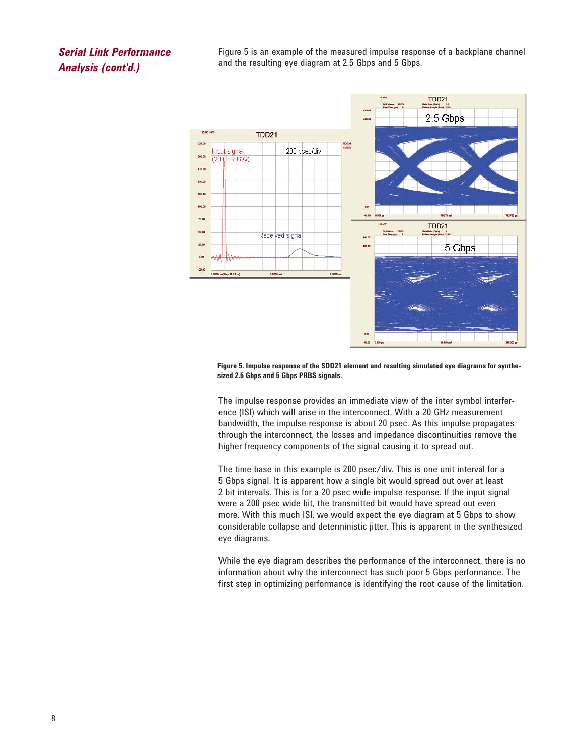## *Serial Link Performance Analysis (cont'd.)*

Figure 5 is an example of the measured impulse response of a backplane channel and the resulting eye diagram at 2.5 Gbps and 5 Gbps.

**Figure 5. Impulse response of the SDD21 element and resulting simulated eye diagrams for synthesized 2.5 Gbps and 5 Gbps PRBS signals.**

The impulse response provides an immediate view of the inter symbol interference (ISI) which will arise in the interconnect. With a 20 GHz measurement bandwidth, the impulse response is about 20 psec. As this impulse propagates through the interconnect, the losses and impedance discontinuities remove the higher frequency components of the signal causing it to spread out.

The time base in this example is 200 psec/div. This is one unit interval for a 5 Gbps signal. It is apparent how a single bit would spread out over at least 2 bit intervals. This is for a 20 psec wide impulse response. If the input signal were a 200 psec wide bit, the transmitted bit would have spread out even more. With this much ISI, we would expect the eye diagram at 5 Gbps to show considerable collapse and deterministic jitter. This is apparent in the synthesized eye diagrams.

While the eye diagram describes the performance of the interconnect, there is no information about why the interconnect has such poor 5 Gbps performance. The first step in optimizing performance is identifying the root cause of the limitation.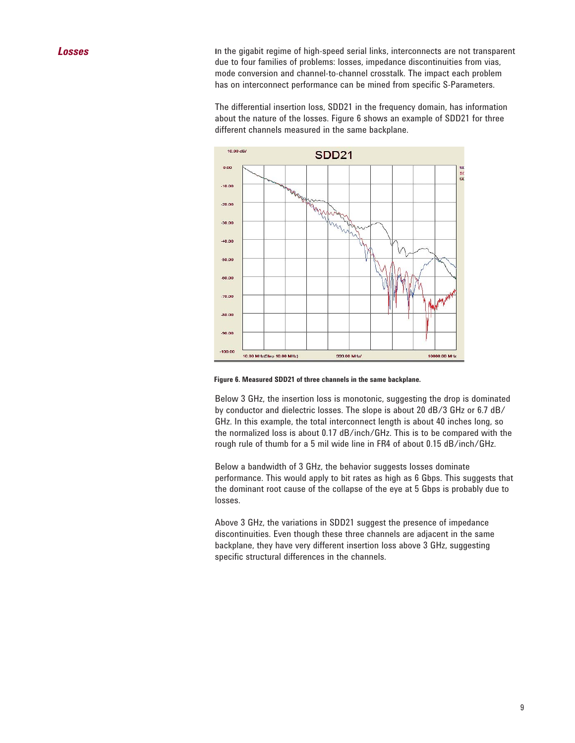## *Losses*

In the gigabit regime of high-speed serial links, interconnects are not transparent due to four families of problems: losses, impedance discontinuities from vias, mode conversion and channel-to-channel crosstalk. The impact each problem has on interconnect performance can be mined from specific S-Parameters.

The differential insertion loss, SDD21 in the frequency domain, has information about the nature of the losses. Figure 6 shows an example of SDD21 for three different channels measured in the same backplane.

**Figure 6. Measured SDD21 of three channels in the same backplane.**

Below 3 GHz, the insertion loss is monotonic, suggesting the drop is dominated by conductor and dielectric losses. The slope is about 20 dB/3 GHz or 6.7 dB/GHz. In this example, the total interconnect length is about 40 inches long, so the normalized loss is about 0.17 dB/inch/GHz. This is to be compared with the rough rule of thumb for a 5 mil wide line in FR4 of about 0.15 dB/inch/GHz.

Below a bandwidth of 3 GHz, the behavior suggests losses dominate performance. This would apply to bit rates as high as 6 Gbps. This suggests that the dominant root cause of the collapse of the eye at 5 Gbps is probably due to losses.

Above 3 GHz, the variations in SDD21 suggest the presence of impedance discontinuities. Even though these three channels are adjacent in the same backplane, they have very different insertion loss above 3 GHz, suggesting specific structural differences in the channels.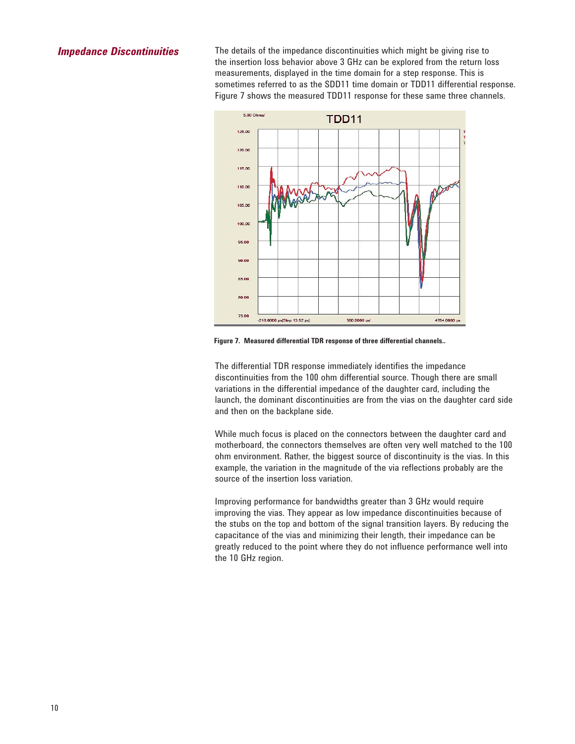## *Impedance Discontinuities*

The details of the impedance discontinuities which might be giving rise to the insertion loss behavior above 3 GHz can be explored from the return loss measurements, displayed in the time domain for a step response. This is sometimes referred to as the SDD11 time domain or TDD11 differential response. Figure 7 shows the measured TDD11 response for these same three channels.

**Figure 7. Measured differential TDR response of three differential channels..**

The differential TDR response immediately identifies the impedance discontinuities from the 100 ohm differential source. Though there are small variations in the differential impedance of the daughter card, including the launch, the dominant discontinuities are from the vias on the daughter card side and then on the backplane side.

While much focus is placed on the connectors between the daughter card and motherboard, the connectors themselves are often very well matched to the 100 ohm environment. Rather, the biggest source of discontinuity is the vias. In this example, the variation in the magnitude of the via reflections probably are the source of the insertion loss variation.

Improving performance for bandwidths greater than 3 GHz would require improving the vias. They appear as low impedance discontinuities because of the stubs on the top and bottom of the signal transition layers. By reducing the capacitance of the vias and minimizing their length, their impedance can be greatly reduced to the point where they do not influence performance well into the 10 GHz region.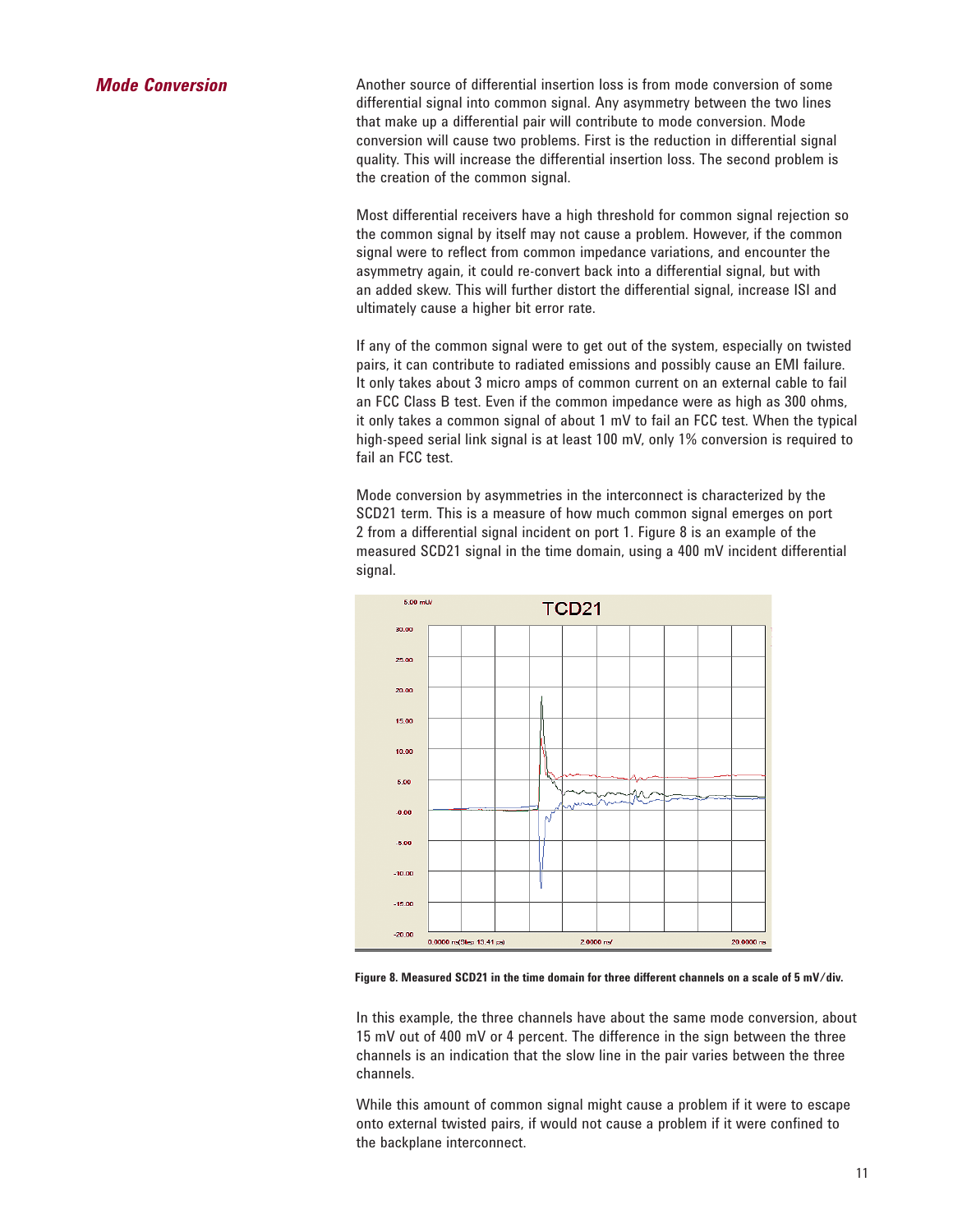## Mode Conversion

Another source of differential insertion loss is from mode conversion of some differential signal into common signal. Any asymmetry between the two lines that make up a differential pair will contribute to mode conversion. Mode conversion will cause two problems. First is the reduction in differential signal quality. This will increase the differential insertion loss. The second problem is the creation of the common signal.

Most differential receivers have a high threshold for common signal rejection so the common signal by itself may not cause a problem. However, if the common signal were to reflect from common impedance variations, and encounter the asymmetry again, it could re-convert back into a differential signal, but with an added skew. This will further distort the differential signal, increase ISI and ultimately cause a higher bit error rate.

If any of the common signal were to get out of the system, especially on twisted pairs, it can contribute to radiated emissions and possibly cause an EMI failure. It only takes about 3 micro amps of common current on an external cable to fail an FCC Class B test. Even if the common impedance were as high as 300 ohms, it only takes a common signal of about 1 mV to fail an FCC test. When the typical high-speed serial link signal is at least 100 mV, only 1% conversion is required to fail an FCC test.

Mode conversion by asymmetries in the interconnect is characterized by the SCD21 term. This is a measure of how much common signal emerges on port 2 from a differential signal incident on port 1. Figure 8 is an example of the measured SCD21 signal in the time domain, using a 400 mV incident differential signal.

**Figure 8. Measured SCD21 in the time domain for three different channels on a scale of 5 mV/div.**

In this example, the three channels have about the same mode conversion, about 15 mV out of 400 mV or 4 percent. The difference in the sign between the three channels is an indication that the slow line in the pair varies between the three channels.

While this amount of common signal might cause a problem if it were to escape onto external twisted pairs, if would not cause a problem if it were confined to the backplane interconnect.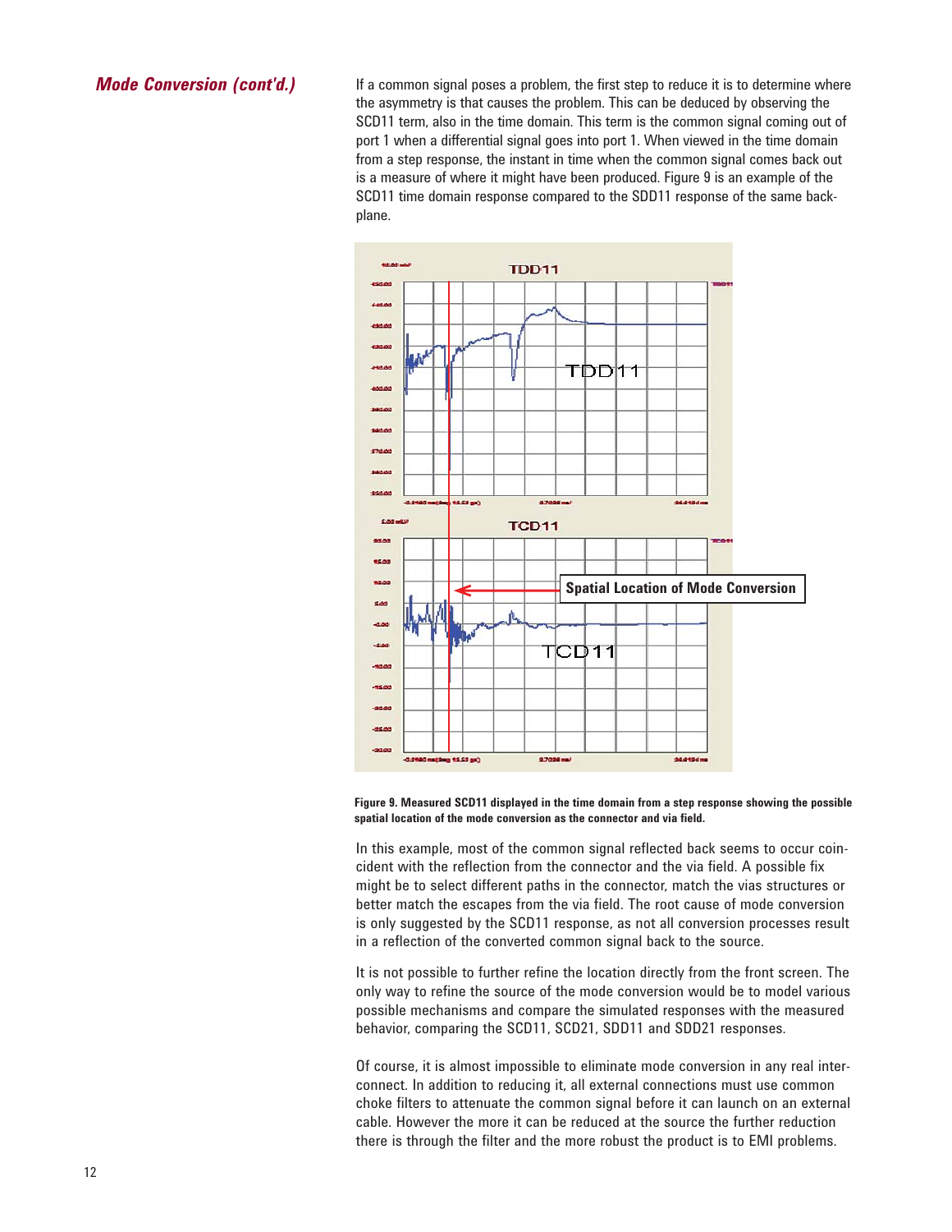## Mode Conversion (cont'd.)

If a common signal poses a problem, the first step to reduce it is to determine where the asymmetry is that causes the problem. This can be deduced by observing the SCD11 term, also in the time domain. This term is the common signal coming out of port 1 when a differential signal goes into port 1. When viewed in the time domain from a step response, the instant in time when the common signal comes back out is a measure of where it might have been produced. Figure 9 is an example of the SCD11 time domain response compared to the SDD11 response of the same backplane.

**Figure 9. Measured SCD11 displayed in the time domain from a step response showing the possible spatial location of the mode conversion as the connector and via field.**

In this example, most of the common signal reflected back seems to occur coincident with the reflection from the connector and the via field. A possible fix might be to select different paths in the connector, match the vias structures or better match the escapes from the via field. The root cause of mode conversion is only suggested by the SCD11 response, as not all conversion processes result in a reflection of the converted common signal back to the source.

It is not possible to further refine the location directly from the front screen. The only way to refine the source of the mode conversion would be to model various possible mechanisms and compare the simulated responses with the measured behavior, comparing the SCD11, SCD21, SDD11 and SDD21 responses.

Of course, it is almost impossible to eliminate mode conversion in any real interconnect. In addition to reducing it, all external connections must use common choke filters to attenuate the common signal before it can launch on an external cable. However the more it can be reduced at the source the further reduction there is through the filter and the more robust the product is to EMI problems.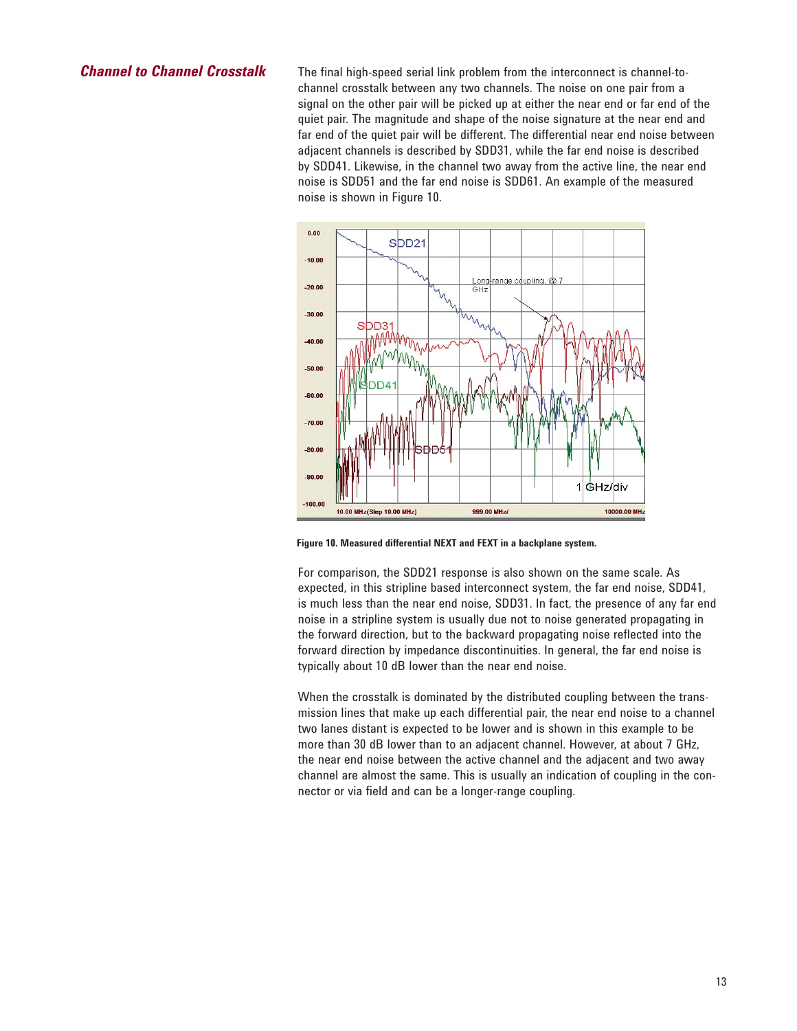## *Channel to Channel Crosstalk*

The final high-speed serial link problem from the interconnect is channel-to-channel crosstalk between any two channels. The noise on one pair from a signal on the other pair will be picked up at either the near end or far end of the quiet pair. The magnitude and shape of the noise signature at the near end and far end of the quiet pair will be different. The differential near end noise between adjacent channels is described by SDD31, while the far end noise is described by SDD41. Likewise, in the channel two away from the active line, the near end noise is SDD51 and the far end noise is SDD61. An example of the measured noise is shown in Figure 10.

**Figure 10. Measured differential NEXT and FEXT in a backplane system.**

For comparison, the SDD21 response is also shown on the same scale. As expected, in this stripline based interconnect system, the far end noise, SDD41, is much less than the near end noise, SDD31. In fact, the presence of any far end noise in a stripline system is usually due not to noise generated propagating in the forward direction, but to the backward propagating noise reflected into the forward direction by impedance discontinuities. In general, the far end noise is typically about 10 dB lower than the near end noise.

When the crosstalk is dominated by the distributed coupling between the transmission lines that make up each differential pair, the near end noise to a channel two lanes distant is expected to be lower and is shown in this example to be more than 30 dB lower than to an adjacent channel. However, at about 7 GHz, the near end noise between the active channel and the adjacent and two away channel are almost the same. This is usually an indication of coupling in the connector or via field and can be a longer-range coupling.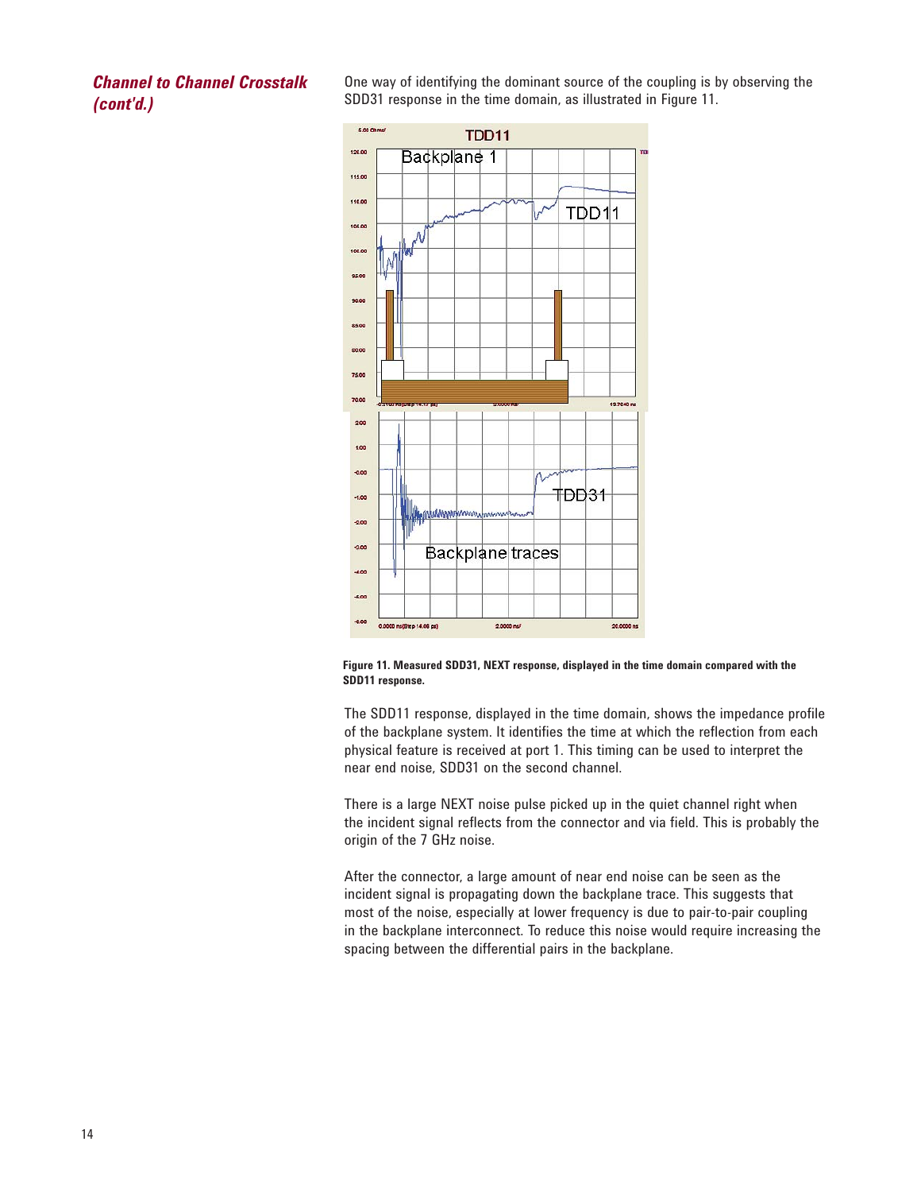## *Channel to Channel Crosstalk (cont'd.)*

One way of identifying the dominant source of the coupling is by observing the SDD31 response in the time domain, as illustrated in Figure 11.

**Figure 11. Measured SDD31, NEXT response, displayed in the time domain compared with the SDD11 response.**

The SDD11 response, displayed in the time domain, shows the impedance profile of the backplane system. It identifies the time at which the reflection from each physical feature is received at port 1. This timing can be used to interpret the near end noise, SDD31 on the second channel.

There is a large NEXT noise pulse picked up in the quiet channel right when the incident signal reflects from the connector and via field. This is probably the origin of the 7 GHz noise.

After the connector, a large amount of near end noise can be seen as the incident signal is propagating down the backplane trace. This suggests that most of the noise, especially at lower frequency is due to pair-to-pair coupling in the backplane interconnect. To reduce this noise would require increasing the spacing between the differential pairs in the backplane.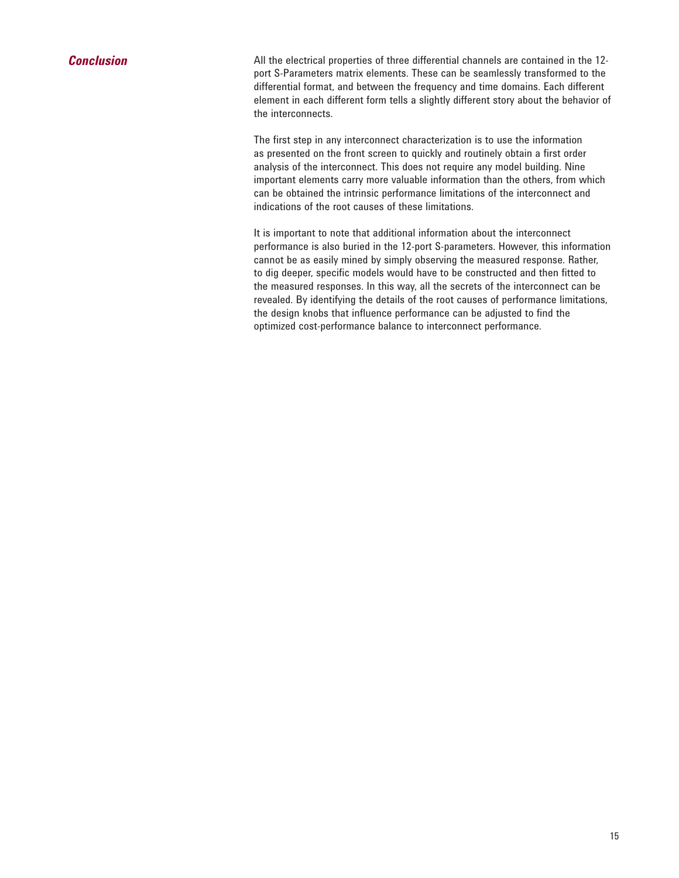## *Conclusion*

All the electrical properties of three differential channels are contained in the 12-port S-Parameters matrix elements. These can be seamlessly transformed to the differential format, and between the frequency and time domains. Each different element in each different form tells a slightly different story about the behavior of the interconnects.

The first step in any interconnect characterization is to use the information as presented on the front screen to quickly and routinely obtain a first order analysis of the interconnect. This does not require any model building. Nine important elements carry more valuable information than the others, from which can be obtained the intrinsic performance limitations of the interconnect and indications of the root causes of these limitations.

It is important to note that additional information about the interconnect performance is also buried in the 12-port S-parameters. However, this information cannot be as easily mined by simply observing the measured response. Rather, to dig deeper, specific models would have to be constructed and then fitted to the measured responses. In this way, all the secrets of the interconnect can be revealed. By identifying the details of the root causes of performance limitations, the design knobs that influence performance can be adjusted to find the optimized cost-performance balance to interconnect performance.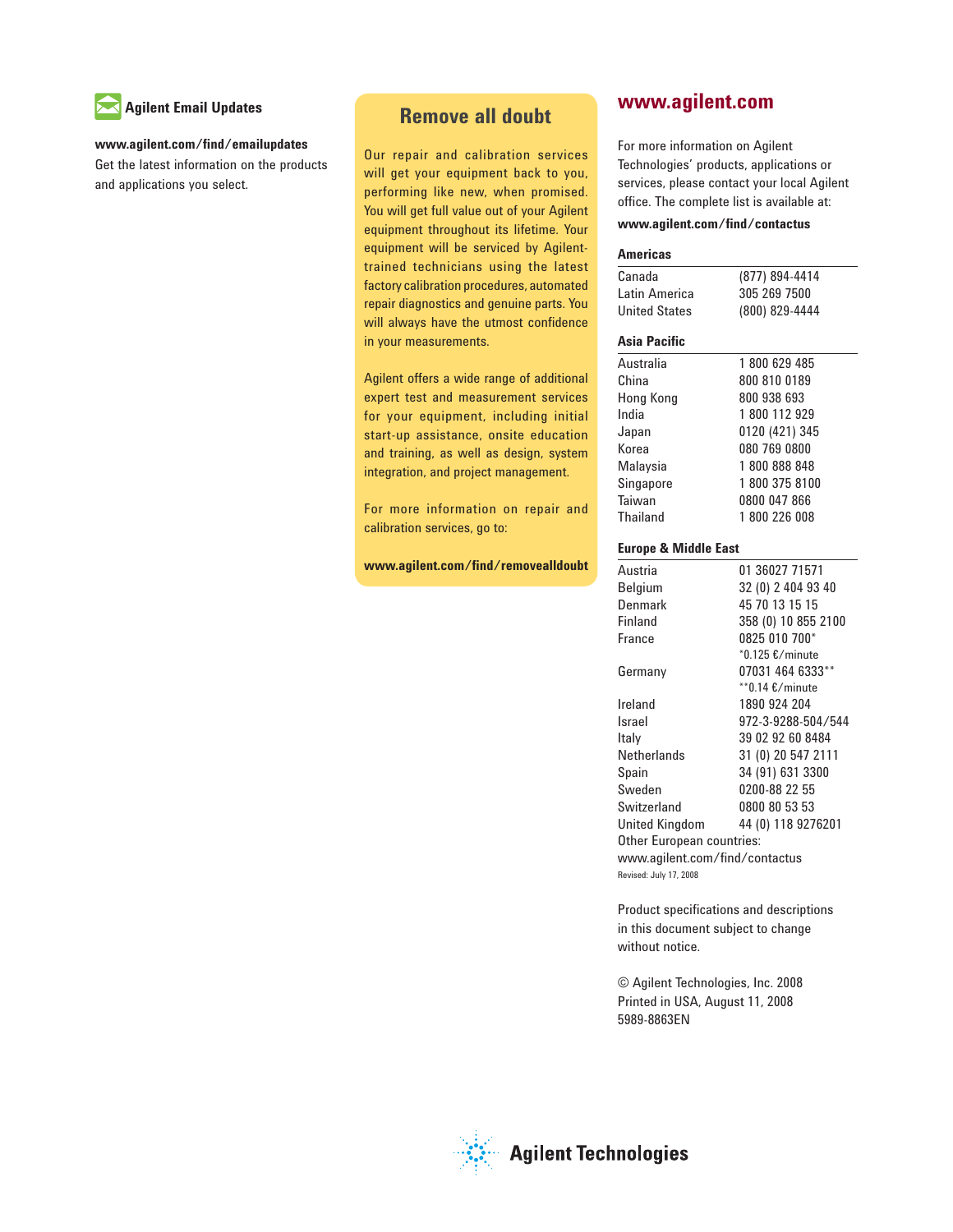### Agilent Email Updates

**www.agilent.com/find/emailupdates**
Get the latest information on the products and applications you select.

## Remove all doubt

Our repair and calibration services will get your equipment back to you, performing like new, when promised. You will get full value out of your Agilent equipment throughout its lifetime. Your equipment will be serviced by Agilent-trained technicians using the latest factory calibration procedures, automated repair diagnostics and genuine parts. You will always have the utmost confidence in your measurements.

Agilent offers a wide range of additional expert test and measurement services for your equipment, including initial start-up assistance, onsite education and training, as well as design, system integration, and project management.

For more information on repair and calibration services, go to:

**www.agilent.com/find/removealldoubt**

## www.agilent.com

For more information on Agilent Technologies' products, applications or services, please contact your local Agilent office. The complete list is available at:

**www.agilent.com/find/contactus**

**Americas**

| | |
|---|---|
| Canada | (877) 894-4414 |
| Latin America | 305 269 7500 |
| United States | (800) 829-4444 |

**Asia Pacific**

| | |
|---|---|
| Australia | 1 800 629 485 |
| China | 800 810 0189 |
| Hong Kong | 800 938 693 |
| India | 1 800 112 929 |
| Japan | 0120 (421) 345 |
| Korea | 080 769 0800 |
| Malaysia | 1 800 888 848 |
| Singapore | 1 800 375 8100 |
| Taiwan | 0800 047 866 |
| Thailand | 1 800 226 008 |

**Europe & Middle East**

| | |
|---|---|
| Austria | 01 36027 71571 |
| Belgium | 32 (0) 2 404 93 40 |
| Denmark | 45 70 13 15 15 |
| Finland | 358 (0) 10 855 2100 |
| France | 0825 010 700* <br> *0.125 €/minute |
| Germany | 07031 464 6333** <br> **0.14 €/minute |
| Ireland | 1890 924 204 |
| Israel | 972-3-9288-504/544 |
| Italy | 39 02 92 60 8484 |
| Netherlands | 31 (0) 20 547 2111 |
| Spain | 34 (91) 631 3300 |
| Sweden | 0200-88 22 55 |
| Switzerland | 0800 80 53 53 |
| United Kingdom | 44 (0) 118 9276201 |

Other European countries:
www.agilent.com/find/contactus

Revised: July 17, 2008

Product specifications and descriptions in this document subject to change without notice.

© Agilent Technologies, Inc. 2008
Printed in USA, August 11, 2008
5989-8863EN

Agilent Technologies